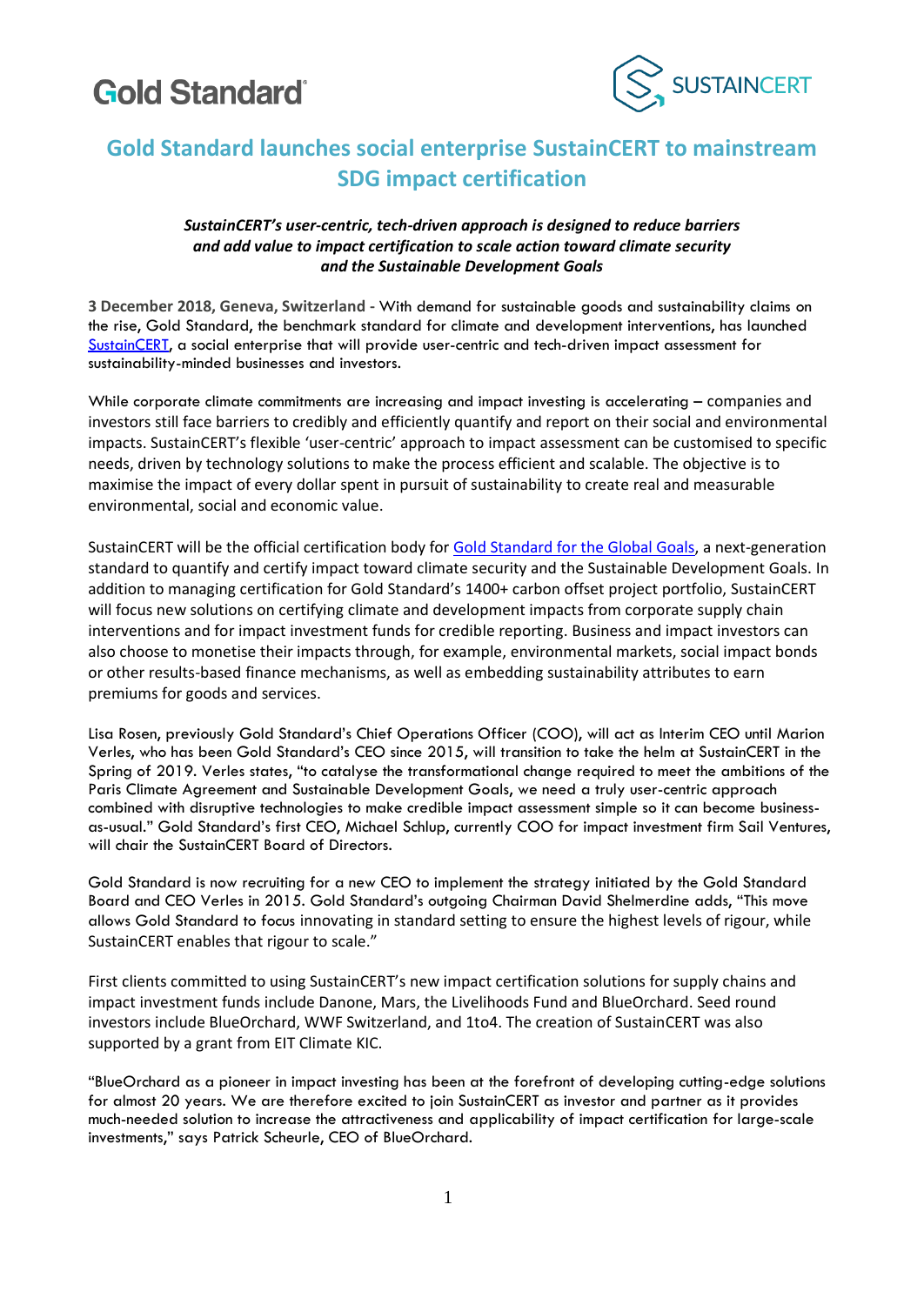# Gold Standard launches social enterprise SustainCERT to mainstream SDG impact certification

***SustainCERT's user-centric, tech-driven approach is designed to reduce barriers and add value to impact certification to scale action toward climate security and the Sustainable Development Goals***

**3 December 2018, Geneva, Switzerland** - With demand for sustainable goods and sustainability claims on the rise, Gold Standard, the benchmark standard for climate and development interventions, has launched SustainCERT, a social enterprise that will provide user-centric and tech-driven impact assessment for sustainability-minded businesses and investors.

While corporate climate commitments are increasing and impact investing is accelerating – companies and investors still face barriers to credibly and efficiently quantify and report on their social and environmental impacts. SustainCERT's flexible 'user-centric' approach to impact assessment can be customised to specific needs, driven by technology solutions to make the process efficient and scalable. The objective is to maximise the impact of every dollar spent in pursuit of sustainability to create real and measurable environmental, social and economic value.

SustainCERT will be the official certification body for Gold Standard for the Global Goals, a next-generation standard to quantify and certify impact toward climate security and the Sustainable Development Goals. In addition to managing certification for Gold Standard's 1400+ carbon offset project portfolio, SustainCERT will focus new solutions on certifying climate and development impacts from corporate supply chain interventions and for impact investment funds for credible reporting. Business and impact investors can also choose to monetise their impacts through, for example, environmental markets, social impact bonds or other results-based finance mechanisms, as well as embedding sustainability attributes to earn premiums for goods and services.

Lisa Rosen, previously Gold Standard's Chief Operations Officer (COO), will act as Interim CEO until Marion Verles, who has been Gold Standard's CEO since 2015, will transition to take the helm at SustainCERT in the Spring of 2019. Verles states, "to catalyse the transformational change required to meet the ambitions of the Paris Climate Agreement and Sustainable Development Goals, we need a truly user-centric approach combined with disruptive technologies to make credible impact assessment simple so it can become business-as-usual." Gold Standard's first CEO, Michael Schlup, currently COO for impact investment firm Sail Ventures, will chair the SustainCERT Board of Directors.

Gold Standard is now recruiting for a new CEO to implement the strategy initiated by the Gold Standard Board and CEO Verles in 2015. Gold Standard's outgoing Chairman David Shelmerdine adds, "This move allows Gold Standard to focus innovating in standard setting to ensure the highest levels of rigour, while SustainCERT enables that rigour to scale."

First clients committed to using SustainCERT's new impact certification solutions for supply chains and impact investment funds include Danone, Mars, the Livelihoods Fund and BlueOrchard. Seed round investors include BlueOrchard, WWF Switzerland, and 1to4. The creation of SustainCERT was also supported by a grant from EIT Climate KIC.

"BlueOrchard as a pioneer in impact investing has been at the forefront of developing cutting-edge solutions for almost 20 years. We are therefore excited to join SustainCERT as investor and partner as it provides much-needed solution to increase the attractiveness and applicability of impact certification for large-scale investments," says Patrick Scheurle, CEO of BlueOrchard.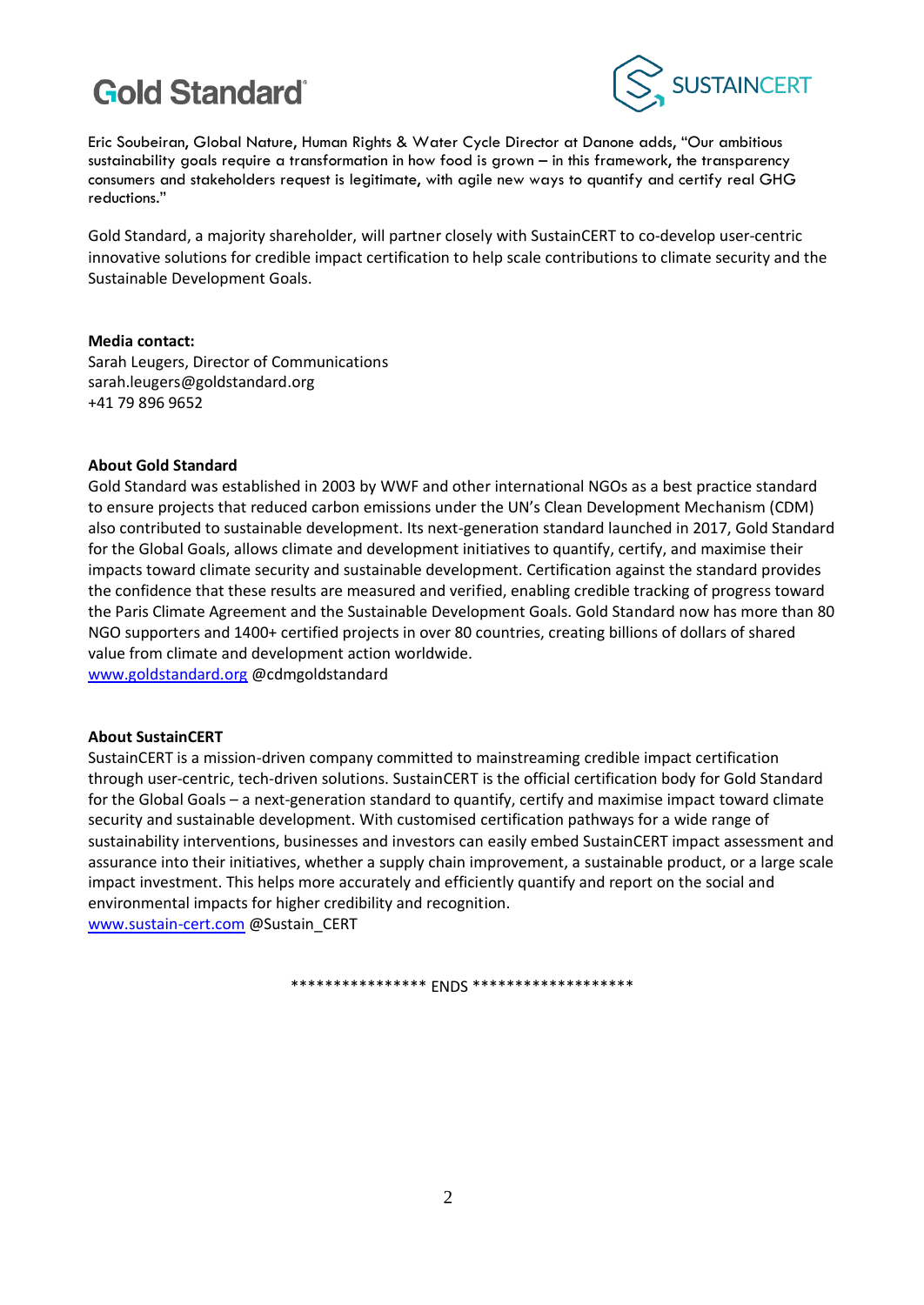Eric Soubeiran, Global Nature, Human Rights & Water Cycle Director at Danone adds, "Our ambitious sustainability goals require a transformation in how food is grown – in this framework, the transparency consumers and stakeholders request is legitimate, with agile new ways to quantify and certify real GHG reductions."

Gold Standard, a majority shareholder, will partner closely with SustainCERT to co-develop user-centric innovative solutions for credible impact certification to help scale contributions to climate security and the Sustainable Development Goals.

**Media contact:**
Sarah Leugers, Director of Communications
sarah.leugers@goldstandard.org
+41 79 896 9652

**About Gold Standard**
Gold Standard was established in 2003 by WWF and other international NGOs as a best practice standard to ensure projects that reduced carbon emissions under the UN's Clean Development Mechanism (CDM) also contributed to sustainable development. Its next-generation standard launched in 2017, Gold Standard for the Global Goals, allows climate and development initiatives to quantify, certify, and maximise their impacts toward climate security and sustainable development. Certification against the standard provides the confidence that these results are measured and verified, enabling credible tracking of progress toward the Paris Climate Agreement and the Sustainable Development Goals. Gold Standard now has more than 80 NGO supporters and 1400+ certified projects in over 80 countries, creating billions of dollars of shared value from climate and development action worldwide.
[www.goldstandard.org](http://www.goldstandard.org) @cdmgoldstandard

**About SustainCERT**
SustainCERT is a mission-driven company committed to mainstreaming credible impact certification through user-centric, tech-driven solutions. SustainCERT is the official certification body for Gold Standard for the Global Goals – a next-generation standard to quantify, certify and maximise impact toward climate security and sustainable development. With customised certification pathways for a wide range of sustainability interventions, businesses and investors can easily embed SustainCERT impact assessment and assurance into their initiatives, whether a supply chain improvement, a sustainable product, or a large scale impact investment. This helps more accurately and efficiently quantify and report on the social and environmental impacts for higher credibility and recognition.
[www.sustain-cert.com](http://www.sustain-cert.com) @Sustain_CERT

**************** ENDS ******************